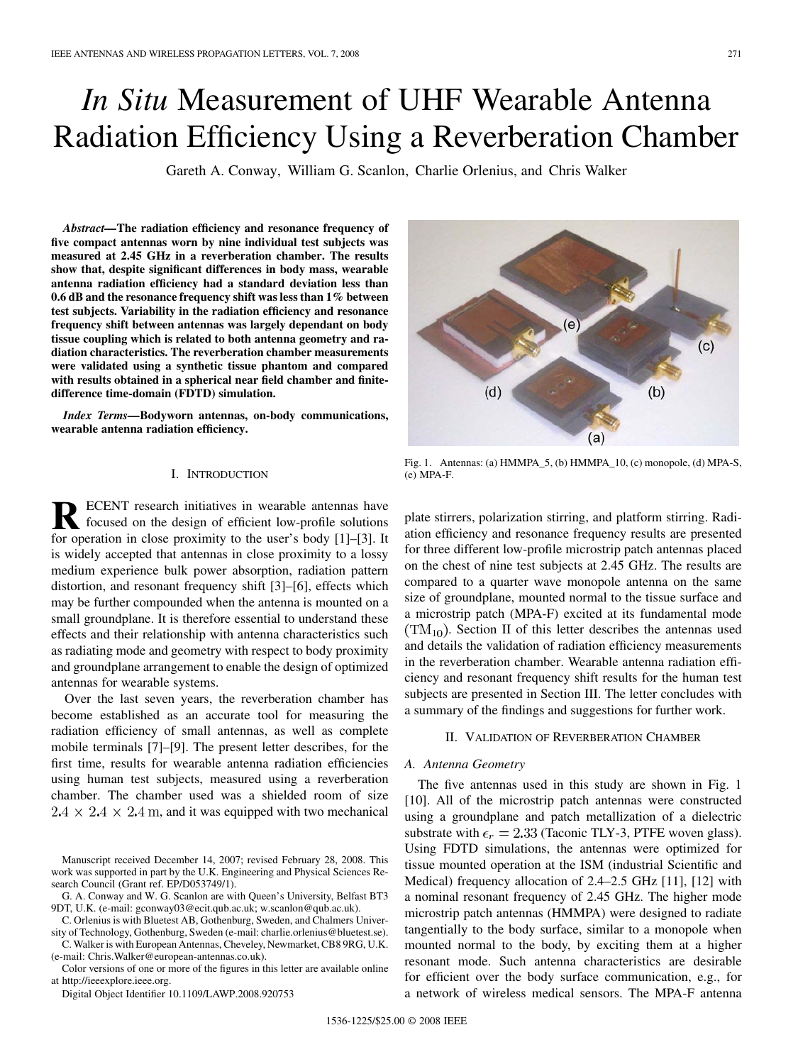# *In Situ* Measurement of UHF Wearable Antenna Radiation Efficiency Using a Reverberation Chamber

Gareth A. Conway, William G. Scanlon, Charlie Orlenius, and Chris Walker

***Abstract*—The radiation efficiency and resonance frequency of five compact antennas worn by nine individual test subjects was measured at 2.45 GHz in a reverberation chamber. The results show that, despite significant differences in body mass, wearable antenna radiation efficiency had a standard deviation less than 0.6 dB and the resonance frequency shift was less than 1% between test subjects. Variability in the radiation efficiency and resonance frequency shift between antennas was largely dependant on body tissue coupling which is related to both antenna geometry and radiation characteristics. The reverberation chamber measurements were validated using a synthetic tissue phantom and compared with results obtained in a spherical near field chamber and finite-difference time-domain (FDTD) simulation.**

***Index Terms*—Bodyworn antennas, on-body communications, wearable antenna radiation efficiency.**

## I. Introduction

**R**ECENT research initiatives in wearable antennas have focused on the design of efficient low-profile solutions for operation in close proximity to the user's body [1]–[3]. It is widely accepted that antennas in close proximity to a lossy medium experience bulk power absorption, radiation pattern distortion, and resonant frequency shift [3]–[6], effects which may be further compounded when the antenna is mounted on a small groundplane. It is therefore essential to understand these effects and their relationship with antenna characteristics such as radiating mode and geometry with respect to body proximity and groundplane arrangement to enable the design of optimized antennas for wearable systems.

Over the last seven years, the reverberation chamber has become established as an accurate tool for measuring the radiation efficiency of small antennas, as well as complete mobile terminals [7]–[9]. The present letter describes, for the first time, results for wearable antenna radiation efficiencies using human test subjects, measured using a reverberation chamber. The chamber used was a shielded room of size $2.4 \times 2.4 \times 2.4$ m, and it was equipped with two mechanical plate stirrers, polarization stirring, and platform stirring. Radiation efficiency and resonance frequency results are presented for three different low-profile microstrip patch antennas placed on the chest of nine test subjects at 2.45 GHz. The results are compared to a quarter wave monopole antenna on the same size of groundplane, mounted normal to the tissue surface and a microstrip patch (MPA-F) excited at its fundamental mode ($\mathrm{TM}_{10}$). Section II of this letter describes the antennas used and details the validation of radiation efficiency measurements in the reverberation chamber. Wearable antenna radiation efficiency and resonant frequency shift results for the human test subjects are presented in Section III. The letter concludes with a summary of the findings and suggestions for further work.

Manuscript received December 14, 2007; revised February 28, 2008. This work was supported in part by the U.K. Engineering and Physical Sciences Research Council (Grant ref. EP/D053749/1).

G. A. Conway and W. G. Scanlon are with Queen's University, Belfast BT3 9DT, U.K. (e-mail: gconway03@ecit.qub.ac.uk; w.scanlon@qub.ac.uk).

C. Orlenius is with Bluetest AB, Gothenburg, Sweden, and Chalmers University of Technology, Gothenburg, Sweden (e-mail: charlie.orlenius@bluetest.se).

C. Walker is with European Antennas, Cheveley, Newmarket, CB8 9RG, U.K. (e-mail: Chris.Walker@european-antennas.co.uk).

Color versions of one or more of the figures in this letter are available online at http://ieeexplore.ieee.org.

Digital Object Identifier 10.1109/LAWP.2008.920753

Fig. 1. Antennas: (a) HMMPA_5, (b) HMMPA_10, (c) monopole, (d) MPA-S, (e) MPA-F.

## II. Validation of Reverberation Chamber

### A. Antenna Geometry

The five antennas used in this study are shown in Fig. 1 [10]. All of the microstrip patch antennas were constructed using a groundplane and patch metallization of a dielectric substrate with $\epsilon_r = 2.33$ (Taconic TLY-3, PTFE woven glass). Using FDTD simulations, the antennas were optimized for tissue mounted operation at the ISM (industrial Scientific and Medical) frequency allocation of 2.4–2.5 GHz [11], [12] with a nominal resonant frequency of 2.45 GHz. The higher mode microstrip patch antennas (HMMPA) were designed to radiate tangentially to the body surface, similar to a monopole when mounted normal to the body, by exciting them at a higher resonant mode. Such antenna characteristics are desirable for efficient over the body surface communication, e.g., for a network of wireless medical sensors. The MPA-F antenna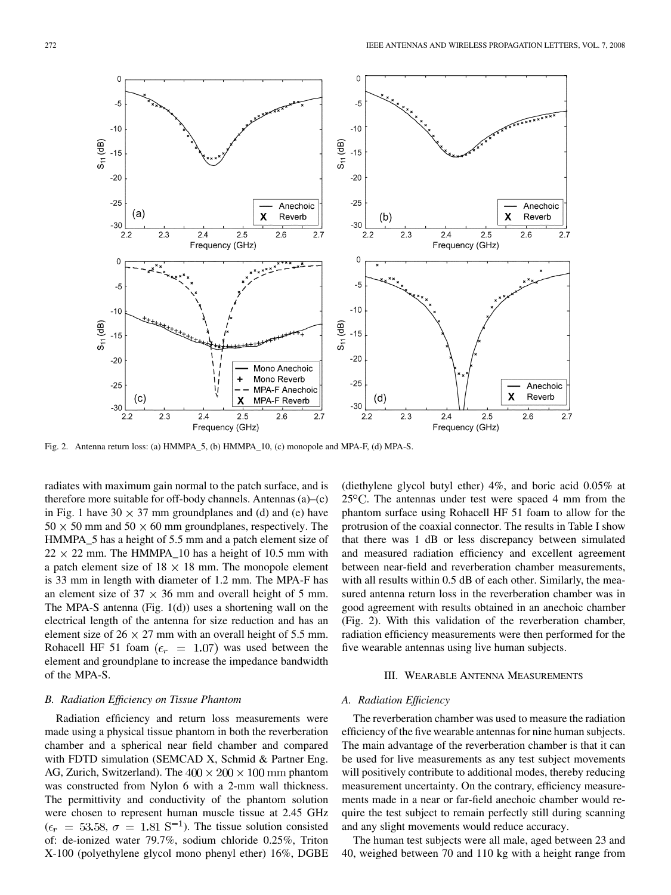Fig. 2. Antenna return loss: (a) HMMPA_5, (b) HMMPA_10, (c) monopole and MPA-F, (d) MPA-S.

radiates with maximum gain normal to the patch surface, and is therefore more suitable for off-body channels. Antennas (a)–(c) in Fig. 1 have $30 \times 37$ mm groundplanes and (d) and (e) have $50 \times 50$ mm and $50 \times 60$ mm groundplanes, respectively. The HMMPA_5 has a height of 5.5 mm and a patch element size of $22 \times 22$ mm. The HMMPA_10 has a height of 10.5 mm with a patch element size of $18 \times 18$ mm. The monopole element is 33 mm in length with diameter of 1.2 mm. The MPA-F has an element size of $37 \times 36$ mm and overall height of 5 mm. The MPA-S antenna (Fig. 1(d)) uses a shortening wall on the electrical length of the antenna for size reduction and has an element size of $26 \times 27$ mm with an overall height of 5.5 mm. Rohacell HF 51 foam ($\epsilon_r = 1.07$) was used between the element and groundplane to increase the impedance bandwidth of the MPA-S.

### B. Radiation Efficiency on Tissue Phantom

Radiation efficiency and return loss measurements were made using a physical tissue phantom in both the reverberation chamber and a spherical near field chamber and compared with FDTD simulation (SEMCAD X, Schmid & Partner Eng. AG, Zurich, Switzerland). The $400 \times 200 \times 100$ mm phantom was constructed from Nylon 6 with a 2-mm wall thickness. The permittivity and conductivity of the phantom solution were chosen to represent human muscle tissue at 2.45 GHz ($\epsilon_r = 53.58$, $\sigma = 1.81\ \mathrm{S}^{-1}$). The tissue solution consisted of: de-ionized water 79.7%, sodium chloride 0.25%, Triton X-100 (polyethylene glycol mono phenyl ether) 16%, DGBE (diethylene glycol butyl ether) 4%, and boric acid 0.05% at 25°C. The antennas under test were spaced 4 mm from the phantom surface using Rohacell HF 51 foam to allow for the protrusion of the coaxial connector. The results in Table I show that there was 1 dB or less discrepancy between simulated and measured radiation efficiency and excellent agreement between near-field and reverberation chamber measurements, with all results within 0.5 dB of each other. Similarly, the measured antenna return loss in the reverberation chamber was in good agreement with results obtained in an anechoic chamber (Fig. 2). With this validation of the reverberation chamber, radiation efficiency measurements were then performed for the five wearable antennas using live human subjects.

## III. Wearable Antenna Measurements

### A. Radiation Efficiency

The reverberation chamber was used to measure the radiation efficiency of the five wearable antennas for nine human subjects. The main advantage of the reverberation chamber is that it can be used for live measurements as any test subject movements will positively contribute to additional modes, thereby reducing measurement uncertainty. On the contrary, efficiency measurements made in a near or far-field anechoic chamber would require the test subject to remain perfectly still during scanning and any slight movements would reduce accuracy.

The human test subjects were all male, aged between 23 and 40, weighed between 70 and 110 kg with a height range from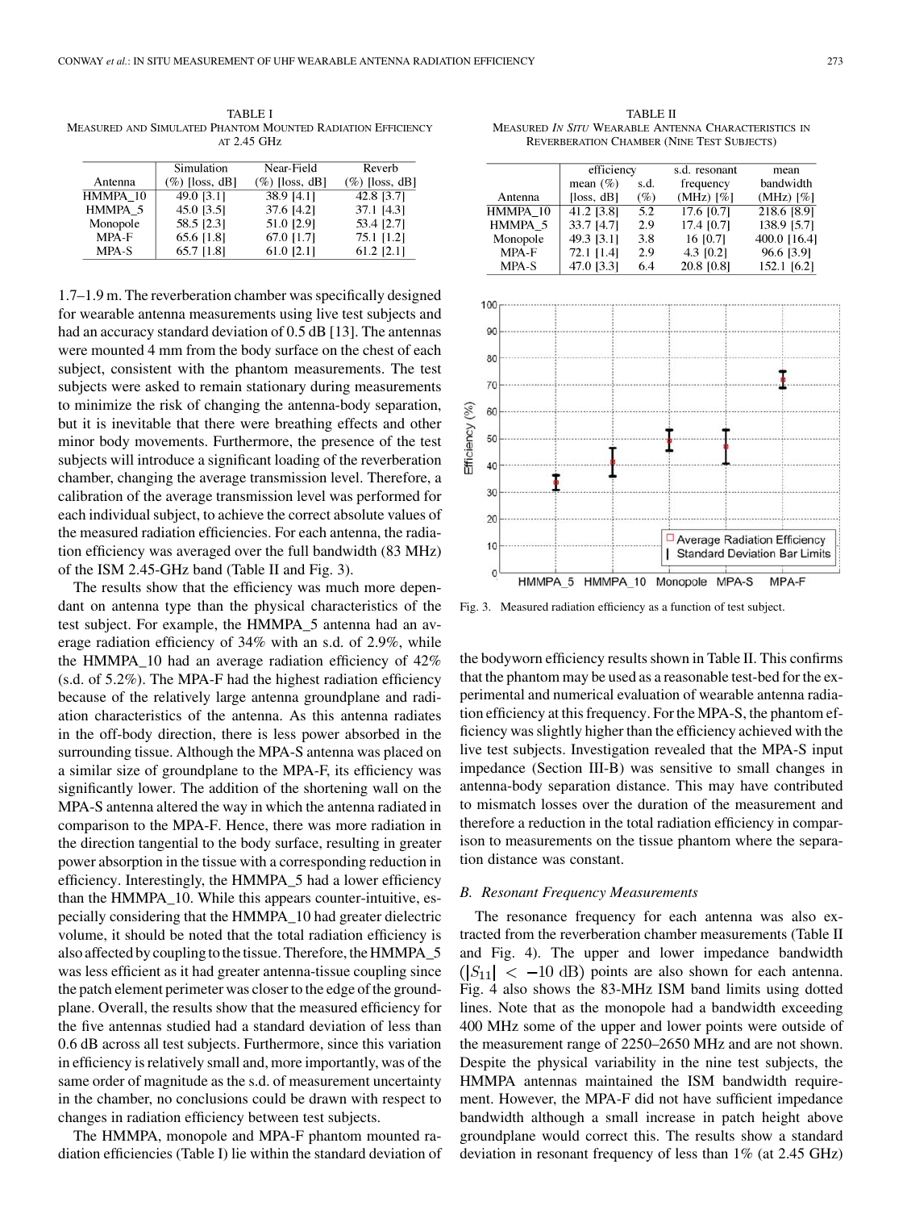TABLE I
MEASURED AND SIMULATED PHANTOM MOUNTED RADIATION EFFICIENCY AT 2.45 GHz

| Antenna | Simulation (%) [loss, dB] | Near-Field (%) [loss, dB] | Reverb (%) [loss, dB] |
|---|---|---|---|
| HMMPA_10 | 49.0 [3.1] | 38.9 [4.1] | 42.8 [3.7] |
| HMMPA_5 | 45.0 [3.5] | 37.6 [4.2] | 37.1 [4.3] |
| Monopole | 58.5 [2.3] | 51.0 [2.9] | 53.4 [2.7] |
| MPA-F | 65.6 [1.8] | 67.0 [1.7] | 75.1 [1.2] |
| MPA-S | 65.7 [1.8] | 61.0 [2.1] | 61.2 [2.1] |

1.7–1.9 m. The reverberation chamber was specifically designed for wearable antenna measurements using live test subjects and had an accuracy standard deviation of 0.5 dB [13]. The antennas were mounted 4 mm from the body surface on the chest of each subject, consistent with the phantom measurements. The test subjects were asked to remain stationary during measurements to minimize the risk of changing the antenna-body separation, but it is inevitable that there were breathing effects and other minor body movements. Furthermore, the presence of the test subjects will introduce a significant loading of the reverberation chamber, changing the average transmission level. Therefore, a calibration of the average transmission level was performed for each individual subject, to achieve the correct absolute values of the measured radiation efficiencies. For each antenna, the radiation efficiency was averaged over the full bandwidth (83 MHz) of the ISM 2.45-GHz band (Table II and Fig. 3).

The results show that the efficiency was much more dependant on antenna type than the physical characteristics of the test subject. For example, the HMMPA_5 antenna had an average radiation efficiency of 34% with an s.d. of 2.9%, while the HMMPA_10 had an average radiation efficiency of 42% (s.d. of 5.2%). The MPA-F had the highest radiation efficiency because of the relatively large antenna groundplane and radiation characteristics of the antenna. As this antenna radiates in the off-body direction, there is less power absorbed in the surrounding tissue. Although the MPA-S antenna was placed on a similar size of groundplane to the MPA-F, its efficiency was significantly lower. The addition of the shortening wall on the MPA-S antenna altered the way in which the antenna radiated in comparison to the MPA-F. Hence, there was more radiation in the direction tangential to the body surface, resulting in greater power absorption in the tissue with a corresponding reduction in efficiency. Interestingly, the HMMPA_5 had a lower efficiency than the HMMPA_10. While this appears counter-intuitive, especially considering that the HMMPA_10 had greater dielectric volume, it should be noted that the total radiation efficiency is also affected by coupling to the tissue. Therefore, the HMMPA_5 was less efficient as it had greater antenna-tissue coupling since the patch element perimeter was closer to the edge of the groundplane. Overall, the results show that the measured efficiency for the five antennas studied had a standard deviation of less than 0.6 dB across all test subjects. Furthermore, since this variation in efficiency is relatively small and, more importantly, was of the same order of magnitude as the s.d. of measurement uncertainty in the chamber, no conclusions could be drawn with respect to changes in radiation efficiency between test subjects.

The HMMPA, monopole and MPA-F phantom mounted radiation efficiencies (Table I) lie within the standard deviation of

TABLE II
MEASURED *IN SITU* WEARABLE ANTENNA CHARACTERISTICS IN REVERBERATION CHAMBER (NINE TEST SUBJECTS)

| Antenna | efficiency mean (%) [loss, dB] | efficiency s.d. (%) | s.d. resonant frequency (MHz) [%] | mean bandwidth (MHz) [%] |
|---|---|---|---|---|
| HMMPA_10 | 41.2 [3.8] | 5.2 | 17.6 [0.7] | 218.6 [8.9] |
| HMMPA_5 | 33.7 [4.7] | 2.9 | 17.4 [0.7] | 138.9 [5.7] |
| Monopole | 49.3 [3.1] | 3.8 | 16 [0.7] | 400.0 [16.4] |
| MPA-F | 72.1 [1.4] | 2.9 | 4.3 [0.2] | 96.6 [3.9] |
| MPA-S | 47.0 [3.3] | 6.4 | 20.8 [0.8] | 152.1 [6.2] |

Fig. 3. Measured radiation efficiency as a function of test subject.

the bodyworn efficiency results shown in Table II. This confirms that the phantom may be used as a reasonable test-bed for the experimental and numerical evaluation of wearable antenna radiation efficiency at this frequency. For the MPA-S, the phantom efficiency was slightly higher than the efficiency achieved with the live test subjects. Investigation revealed that the MPA-S input impedance (Section III-B) was sensitive to small changes in antenna-body separation distance. This may have contributed to mismatch losses over the duration of the measurement and therefore a reduction in the total radiation efficiency in comparison to measurements on the tissue phantom where the separation distance was constant.

### *B. Resonant Frequency Measurements*

The resonance frequency for each antenna was also extracted from the reverberation chamber measurements (Table II and Fig. 4). The upper and lower impedance bandwidth ($|S_{11}| < -10$ dB) points are also shown for each antenna. Fig. 4 also shows the 83-MHz ISM band limits using dotted lines. Note that as the monopole had a bandwidth exceeding 400 MHz some of the upper and lower points were outside of the measurement range of 2250–2650 MHz and are not shown. Despite the physical variability in the nine test subjects, the HMMPA antennas maintained the ISM bandwidth requirement. However, the MPA-F did not have sufficient impedance bandwidth although a small increase in patch height above groundplane would correct this. The results show a standard deviation in resonant frequency of less than 1% (at 2.45 GHz)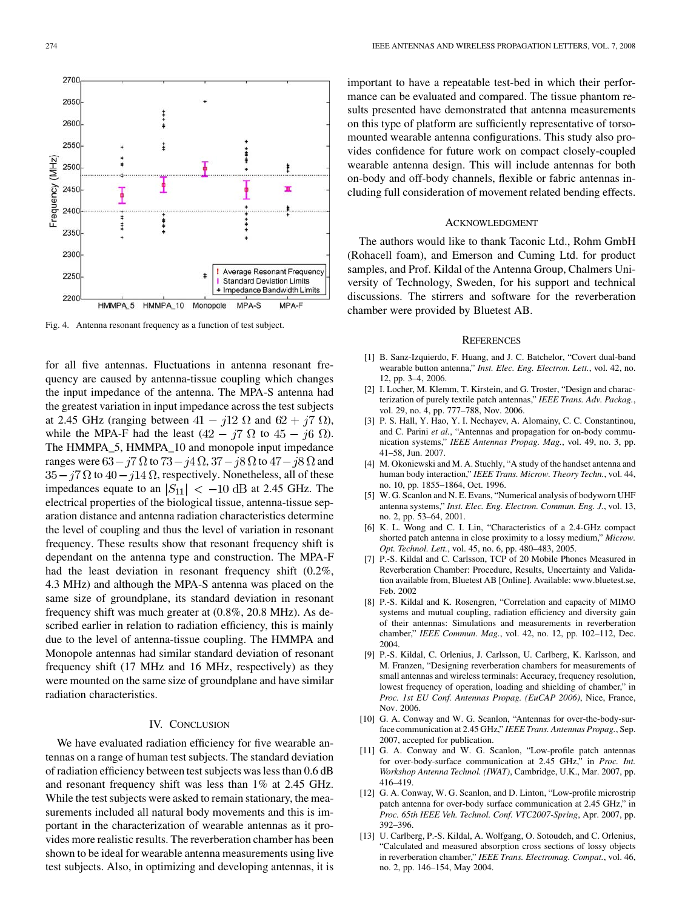2700
2650
2600
2550
2500
2450
2400
2350
2300
2250
2200
Frequency (MHz)
HMMPA_5 HMMPA_10 Monopole MPA-S MPA-F
Average Resonant Frequency
Standard Deviation Limits
Impedance Bandwidth Limits

Fig. 4. Antenna resonant frequency as a function of test subject.

for all five antennas. Fluctuations in antenna resonant frequency are caused by antenna-tissue coupling which changes the input impedance of the antenna. The MPA-S antenna had the greatest variation in input impedance across the test subjects at 2.45 GHz (ranging between $41 - j12\ \Omega$ and $62 + j7\ \Omega$), while the MPA-F had the least ($42 - j7\ \Omega$ to $45 - j6\ \Omega$). The HMMPA_5, HMMPA_10 and monopole input impedance ranges were $63 - j7\ \Omega$ to $73 - j4\ \Omega$, $37 - j8\ \Omega$ to $47 - j8\ \Omega$ and $35 - j7\ \Omega$ to $40 - j14\ \Omega$, respectively. Nonetheless, all of these impedances equate to an $|S_{11}| < -10$ dB at 2.45 GHz. The electrical properties of the biological tissue, antenna-tissue separation distance and antenna radiation characteristics determine the level of coupling and thus the level of variation in resonant frequency. These results show that resonant frequency shift is dependant on the antenna type and construction. The MPA-F had the least deviation in resonant frequency shift (0.2%, 4.3 MHz) and although the MPA-S antenna was placed on the same size of groundplane, its standard deviation in resonant frequency shift was much greater at (0.8%, 20.8 MHz). As described earlier in relation to radiation efficiency, this is mainly due to the level of antenna-tissue coupling. The HMMPA and Monopole antennas had similar standard deviation of resonant frequency shift (17 MHz and 16 MHz, respectively) as they were mounted on the same size of groundplane and have similar radiation characteristics.

## IV. Conclusion

We have evaluated radiation efficiency for five wearable antennas on a range of human test subjects. The standard deviation of radiation efficiency between test subjects was less than 0.6 dB and resonant frequency shift was less than 1% at 2.45 GHz. While the test subjects were asked to remain stationary, the measurements included all natural body movements and this is important in the characterization of wearable antennas as it provides more realistic results. The reverberation chamber has been shown to be ideal for wearable antenna measurements using live test subjects. Also, in optimizing and developing antennas, it is important to have a repeatable test-bed in which their performance can be evaluated and compared. The tissue phantom results presented have demonstrated that antenna measurements on this type of platform are sufficiently representative of torso-mounted wearable antenna configurations. This study also provides confidence for future work on compact closely-coupled wearable antenna design. This will include antennas for both on-body and off-body channels, flexible or fabric antennas including full consideration of movement related bending effects.

## Acknowledgment

The authors would like to thank Taconic Ltd., Rohm GmbH (Rohacell foam), and Emerson and Cuming Ltd. for product samples, and Prof. Kildal of the Antenna Group, Chalmers University of Technology, Sweden, for his support and technical discussions. The stirrers and software for the reverberation chamber were provided by Bluetest AB.

## References

[1] B. Sanz-Izquierdo, F. Huang, and J. C. Batchelor, "Covert dual-band wearable button antenna," *Inst. Elec. Eng. Electron. Lett.*, vol. 42, no. 12, pp. 3–4, 2006.

[2] I. Locher, M. Klemm, T. Kirstein, and G. Troster, "Design and characterization of purely textile patch antennas," *IEEE Trans. Adv. Packag.*, vol. 29, no. 4, pp. 777–788, Nov. 2006.

[3] P. S. Hall, Y. Hao, Y. I. Nechayev, A. Alomainy, C. C. Constantinou, and C. Parini *et al.*, "Antennas and propagation for on-body communication systems," *IEEE Antennas Propag. Mag.*, vol. 49, no. 3, pp. 41–58, Jun. 2007.

[4] M. Okoniewski and M. A. Stuchly, "A study of the handset antenna and human body interaction," *IEEE Trans. Microw. Theory Techn.*, vol. 44, no. 10, pp. 1855–1864, Oct. 1996.

[5] W. G. Scanlon and N. E. Evans, "Numerical analysis of bodyworn UHF antenna systems," *Inst. Elec. Eng. Electron. Commun. Eng. J.*, vol. 13, no. 2, pp. 53–64, 2001.

[6] K. L. Wong and C. I. Lin, "Characteristics of a 2.4-GHz compact shorted patch antenna in close proximity to a lossy medium," *Microw. Opt. Technol. Lett.*, vol. 45, no. 6, pp. 480–483, 2005.

[7] P.-S. Kildal and C. Carlsson, TCP of 20 Mobile Phones Measured in Reverberation Chamber: Procedure, Results, Uncertainty and Validation available from, Bluetest AB [Online]. Available: www.bluetest.se, Feb. 2002

[8] P.-S. Kildal and K. Rosengren, "Correlation and capacity of MIMO systems and mutual coupling, radiation efficiency and diversity gain of their antennas: Simulations and measurements in reverberation chamber," *IEEE Commun. Mag.*, vol. 42, no. 12, pp. 102–112, Dec. 2004.

[9] P.-S. Kildal, C. Orlenius, J. Carlsson, U. Carlberg, K. Karlsson, and M. Franzen, "Designing reverberation chambers for measurements of small antennas and wireless terminals: Accuracy, frequency resolution, lowest frequency of operation, loading and shielding of chamber," in *Proc. 1st EU Conf. Antennas Propag. (EuCAP 2006)*, Nice, France, Nov. 2006.

[10] G. A. Conway and W. G. Scanlon, "Antennas for over-the-body-surface communication at 2.45 GHz," *IEEE Trans. Antennas Propag.*, Sep. 2007, accepted for publication.

[11] G. A. Conway and W. G. Scanlon, "Low-profile patch antennas for over-body-surface communication at 2.45 GHz," in *Proc. Int. Workshop Antenna Technol. (IWAT)*, Cambridge, U.K., Mar. 2007, pp. 416–419.

[12] G. A. Conway, W. G. Scanlon, and D. Linton, "Low-profile microstrip patch antenna for over-body surface communication at 2.45 GHz," in *Proc. 65th IEEE Veh. Technol. Conf. VTC2007-Spring*, Apr. 2007, pp. 392–396.

[13] U. Carlberg, P.-S. Kildal, A. Wolfgang, O. Sotoudeh, and C. Orlenius, "Calculated and measured absorption cross sections of lossy objects in reverberation chamber," *IEEE Trans. Electromag. Compat.*, vol. 46, no. 2, pp. 146–154, May 2004.